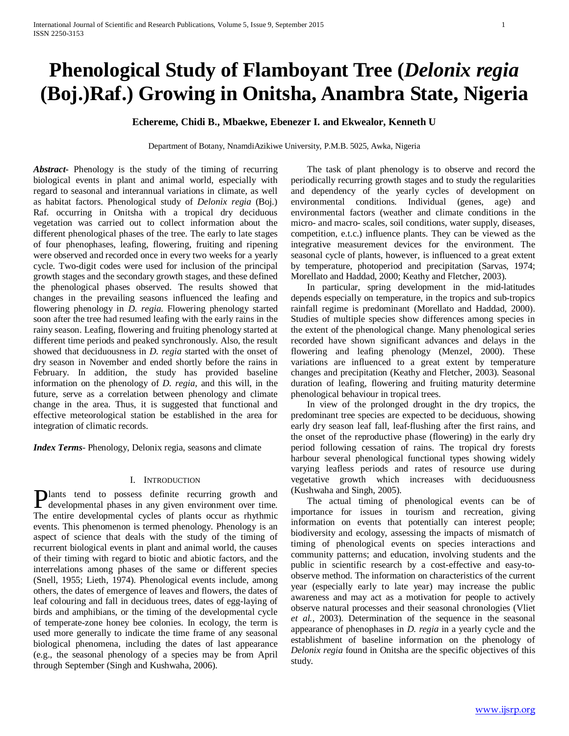# Phenological Study of Flamboyant Tree (*Delonix regia* (Boj.)Raf.) Growing in Onitsha, Anambra State, Nigeria

**Echereme, Chidi B., Mbaekwe, Ebenezer I. and Ekwealor, Kenneth U**

Department of Botany, NnamdiAzikiwe University, P.M.B. 5025, Awka, Nigeria

***Abstract-*** Phenology is the study of the timing of recurring biological events in plant and animal world, especially with regard to seasonal and interannual variations in climate, as well as habitat factors. Phenological study of *Delonix regia* (Boj.) Raf. occurring in Onitsha with a tropical dry deciduous vegetation was carried out to collect information about the different phenological phases of the tree. The early to late stages of four phenophases, leafing, flowering, fruiting and ripening were observed and recorded once in every two weeks for a yearly cycle. Two-digit codes were used for inclusion of the principal growth stages and the secondary growth stages, and these defined the phenological phases observed. The results showed that changes in the prevailing seasons influenced the leafing and flowering phenology in *D. regia.* Flowering phenology started soon after the tree had resumed leafing with the early rains in the rainy season. Leafing, flowering and fruiting phenology started at different time periods and peaked synchronously. Also, the result showed that deciduousness in *D. regia* started with the onset of dry season in November and ended shortly before the rains in February. In addition, the study has provided baseline information on the phenology of *D. regia*, and this will, in the future, serve as a correlation between phenology and climate change in the area. Thus, it is suggested that functional and effective meteorological station be established in the area for integration of climatic records.

***Index Terms*-** Phenology, Delonix regia, seasons and climate

## I. Introduction

Plants tend to possess definite recurring growth and developmental phases in any given environment over time. The entire developmental cycles of plants occur as rhythmic events. This phenomenon is termed phenology. Phenology is an aspect of science that deals with the study of the timing of recurrent biological events in plant and animal world, the causes of their timing with regard to biotic and abiotic factors, and the interrelations among phases of the same or different species (Snell, 1955; Lieth, 1974). Phenological events include, among others, the dates of emergence of leaves and flowers, the dates of leaf colouring and fall in deciduous trees, dates of egg-laying of birds and amphibians, or the timing of the developmental cycle of temperate-zone honey bee colonies. In ecology, the term is used more generally to indicate the time frame of any seasonal biological phenomena, including the dates of last appearance (e.g., the seasonal phenology of a species may be from April through September (Singh and Kushwaha, 2006).

The task of plant phenology is to observe and record the periodically recurring growth stages and to study the regularities and dependency of the yearly cycles of development on environmental conditions. Individual (genes, age) and environmental factors (weather and climate conditions in the micro- and macro- scales, soil conditions, water supply, diseases, competition, e.t.c.) influence plants. They can be viewed as the integrative measurement devices for the environment. The seasonal cycle of plants, however, is influenced to a great extent by temperature, photoperiod and precipitation (Sarvas, 1974; Morellato and Haddad, 2000; Keathy and Fletcher, 2003).

In particular, spring development in the mid-latitudes depends especially on temperature, in the tropics and sub-tropics rainfall regime is predominant (Morellato and Haddad, 2000). Studies of multiple species show differences among species in the extent of the phenological change. Many phenological series recorded have shown significant advances and delays in the flowering and leafing phenology (Menzel, 2000). These variations are influenced to a great extent by temperature changes and precipitation (Keathy and Fletcher, 2003). Seasonal duration of leafing, flowering and fruiting maturity determine phenological behaviour in tropical trees.

In view of the prolonged drought in the dry tropics, the predominant tree species are expected to be deciduous, showing early dry season leaf fall, leaf-flushing after the first rains, and the onset of the reproductive phase (flowering) in the early dry period following cessation of rains. The tropical dry forests harbour several phenological functional types showing widely varying leafless periods and rates of resource use during vegetative growth which increases with deciduousness (Kushwaha and Singh, 2005).

The actual timing of phenological events can be of importance for issues in tourism and recreation, giving information on events that potentially can interest people; biodiversity and ecology, assessing the impacts of mismatch of timing of phenological events on species interactions and community patterns; and education, involving students and the public in scientific research by a cost-effective and easy-to-observe method. The information on characteristics of the current year (especially early to late year) may increase the public awareness and may act as a motivation for people to actively observe natural processes and their seasonal chronologies (Vliet *et al.,* 2003). Determination of the sequence in the seasonal appearance of phenophases in *D. regia* in a yearly cycle and the establishment of baseline information on the phenology of *Delonix regia* found in Onitsha are the specific objectives of this study.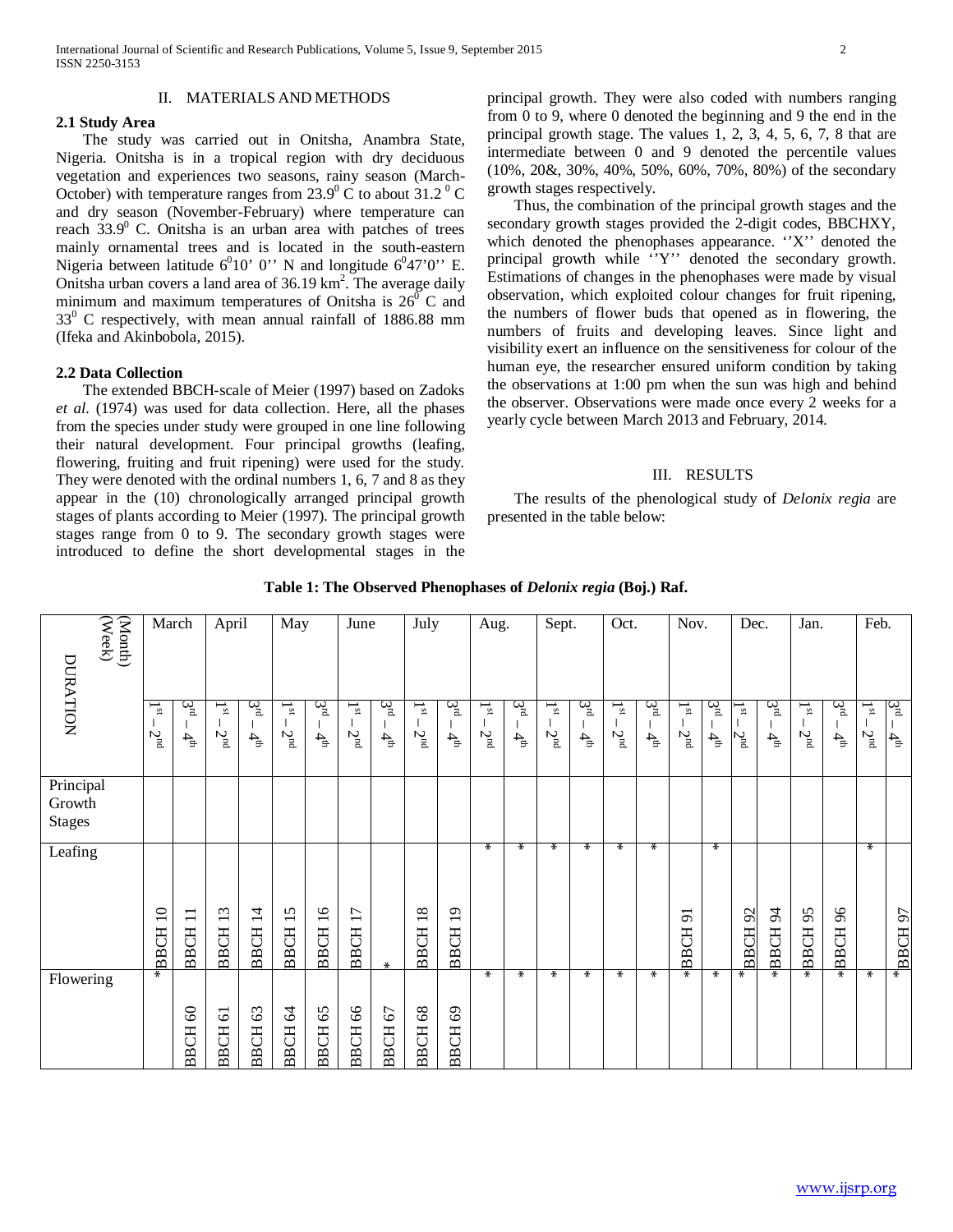## II. MATERIALS AND METHODS

### 2.1 Study Area

The study was carried out in Onitsha, Anambra State, Nigeria. Onitsha is in a tropical region with dry deciduous vegetation and experiences two seasons, rainy season (March-October) with temperature ranges from 23.9$^0$ C to about 31.2 $^0$ C and dry season (November-February) where temperature can reach 33.9$^0$ C. Onitsha is an urban area with patches of trees mainly ornamental trees and is located in the south-eastern Nigeria between latitude 6$^0$10' 0'' N and longitude 6$^0$47'0'' E. Onitsha urban covers a land area of 36.19 km$^2$. The average daily minimum and maximum temperatures of Onitsha is 26$^0$ C and 33$^0$ C respectively, with mean annual rainfall of 1886.88 mm (Ifeka and Akinbobola, 2015).

### 2.2 Data Collection

The extended BBCH-scale of Meier (1997) based on Zadoks *et al.* (1974) was used for data collection. Here, all the phases from the species under study were grouped in one line following their natural development. Four principal growths (leafing, flowering, fruiting and fruit ripening) were used for the study. They were denoted with the ordinal numbers 1, 6, 7 and 8 as they appear in the (10) chronologically arranged principal growth stages of plants according to Meier (1997). The principal growth stages range from 0 to 9. The secondary growth stages were introduced to define the short developmental stages in the principal growth. They were also coded with numbers ranging from 0 to 9, where 0 denoted the beginning and 9 the end in the principal growth stage. The values 1, 2, 3, 4, 5, 6, 7, 8 that are intermediate between 0 and 9 denoted the percentile values (10%, 20&, 30%, 40%, 50%, 60%, 70%, 80%) of the secondary growth stages respectively.

Thus, the combination of the principal growth stages and the secondary growth stages provided the 2-digit codes, BBCHXY, which denoted the phenophases appearance. ''X'' denoted the principal growth while ''Y'' denoted the secondary growth. Estimations of changes in the phenophases were made by visual observation, which exploited colour changes for fruit ripening, the numbers of flower buds that opened as in flowering, the numbers of fruits and developing leaves. Since light and visibility exert an influence on the sensitiveness for colour of the human eye, the researcher ensured uniform condition by taking the observations at 1:00 pm when the sun was high and behind the observer. Observations were made once every 2 weeks for a yearly cycle between March 2013 and February, 2014.

## III. RESULTS

The results of the phenological study of *Delonix regia* are presented in the table below:

**Table 1: The Observed Phenophases of *Delonix regia* (Boj.) Raf.**

| DURATION (Month) (Week) | March | | April | | May | | June | | July | | Aug. | | Sept. | | Oct. | | Nov. | | Dec. | | Jan. | | Feb. | |
|---|---|---|---|---|---|---|---|---|---|---|---|---|---|---|---|---|---|---|---|---|---|---|---|---|
| | 1st – 2nd | 3rd – 4th | 1st – 2nd | 3rd – 4th | 1st – 2nd | 3rd – 4th | 1st – 2nd | 3rd – 4th | 1st – 2nd | 3rd – 4th | 1st – 2nd | 3rd – 4th | 1st – 2nd | 3rd – 4th | 1st – 2nd | 3rd – 4th | 1st – 2nd | 3rd – 4th | 1st – 2nd | 3rd – 4th | 1st – 2nd | 3rd – 4th | 1st – 2nd | 3rd – 4th |
| Principal Growth Stages | | | | | | | | | | | | | | | | | | | | | | | | |
| Leafing | BBCH 10 | BBCH 11 | BBCH 13 | BBCH 14 | BBCH 15 | BBCH 16 | BBCH 17 | * | BBCH 18 | BBCH 19 | * | * | * | * | * | * | BBCH 91 | * | BBCH 92 | BBCH 94 | BBCH 95 | BBCH 96 | * | BBCH 97 |
| Flowering | * | BBCH 60 | BBCH 61 | BBCH 63 | BBCH 64 | BBCH 65 | BBCH 66 | BBCH 67 | BBCH 68 | BBCH 69 | * | * | * | * | * | * | * | * | * | * | * | * | * | * |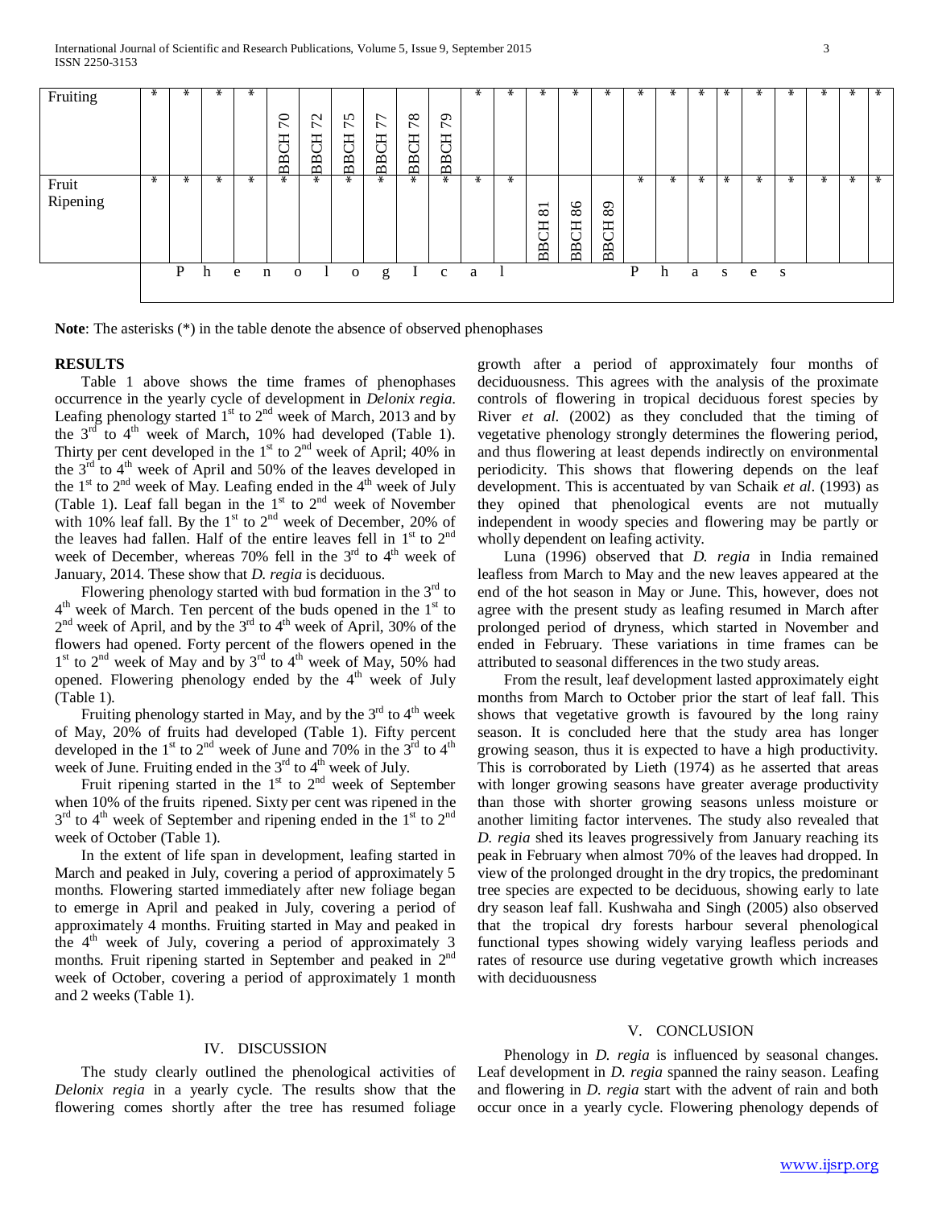| | | | | | | | | | | | | | | | | | | | | | | | | |
|---|---|---|---|---|---|---|---|---|---|---|---|---|---|---|---|---|---|---|---|---|---|---|---|---|
| Fruiting | * | * | * | * | BBCH 70 | BBCH 72 | BBCH 75 | BBCH 77 | BBCH 78 | BBCH 79 | * | * | * | * | * | * | * | * | * | * | * | * | * | * |
| Fruit Ripening | * | * | * | * | * | * | * | * | * | * | * | * | BBCH 81 | BBCH 86 | BBCH 89 | * | * | * | * | * | * | * | * | * |
| | Phenological Phases | | | | | | | | | | | | | | | | | | | | | | | |

**Note**: The asterisks (*) in the table denote the absence of observed phenophases

## RESULTS

Table 1 above shows the time frames of phenophases occurrence in the yearly cycle of development in *Delonix regia*. Leafing phenology started 1st to 2nd week of March, 2013 and by the 3rd to 4th week of March, 10% had developed (Table 1). Thirty per cent developed in the 1st to 2nd week of April; 40% in the 3rd to 4th week of April and 50% of the leaves developed in the 1st to 2nd week of May. Leafing ended in the 4th week of July (Table 1). Leaf fall began in the 1st to 2nd week of November with 10% leaf fall. By the 1st to 2nd week of December, 20% of the leaves had fallen. Half of the entire leaves fell in 1st to 2nd week of December, whereas 70% fell in the 3rd to 4th week of January, 2014. These show that *D. regia* is deciduous.

Flowering phenology started with bud formation in the 3rd to 4th week of March. Ten percent of the buds opened in the 1st to 2nd week of April, and by the 3rd to 4th week of April, 30% of the flowers had opened. Forty percent of the flowers opened in the 1st to 2nd week of May and by 3rd to 4th week of May, 50% had opened. Flowering phenology ended by the 4th week of July (Table 1).

Fruiting phenology started in May, and by the 3rd to 4th week of May, 20% of fruits had developed (Table 1). Fifty percent developed in the 1st to 2nd week of June and 70% in the 3rd to 4th week of June. Fruiting ended in the 3rd to 4th week of July.

Fruit ripening started in the 1st to 2nd week of September when 10% of the fruits ripened. Sixty per cent was ripened in the 3rd to 4th week of September and ripening ended in the 1st to 2nd week of October (Table 1).

In the extent of life span in development, leafing started in March and peaked in July, covering a period of approximately 5 months. Flowering started immediately after new foliage began to emerge in April and peaked in July, covering a period of approximately 4 months. Fruiting started in May and peaked in the 4th week of July, covering a period of approximately 3 months. Fruit ripening started in September and peaked in 2nd week of October, covering a period of approximately 1 month and 2 weeks (Table 1).

## IV. DISCUSSION

The study clearly outlined the phenological activities of *Delonix regia* in a yearly cycle. The results show that the flowering comes shortly after the tree has resumed foliage growth after a period of approximately four months of deciduousness. This agrees with the analysis of the proximate controls of flowering in tropical deciduous forest species by River *et al.* (2002) as they concluded that the timing of vegetative phenology strongly determines the flowering period, and thus flowering at least depends indirectly on environmental periodicity. This shows that flowering depends on the leaf development. This is accentuated by van Schaik *et al*. (1993) as they opined that phenological events are not mutually independent in woody species and flowering may be partly or wholly dependent on leafing activity.

Luna (1996) observed that *D. regia* in India remained leafless from March to May and the new leaves appeared at the end of the hot season in May or June. This, however, does not agree with the present study as leafing resumed in March after prolonged period of dryness, which started in November and ended in February. These variations in time frames can be attributed to seasonal differences in the two study areas.

From the result, leaf development lasted approximately eight months from March to October prior the start of leaf fall. This shows that vegetative growth is favoured by the long rainy season. It is concluded here that the study area has longer growing season, thus it is expected to have a high productivity. This is corroborated by Lieth (1974) as he asserted that areas with longer growing seasons have greater average productivity than those with shorter growing seasons unless moisture or another limiting factor intervenes. The study also revealed that *D. regia* shed its leaves progressively from January reaching its peak in February when almost 70% of the leaves had dropped. In view of the prolonged drought in the dry tropics, the predominant tree species are expected to be deciduous, showing early to late dry season leaf fall. Kushwaha and Singh (2005) also observed that the tropical dry forests harbour several phenological functional types showing widely varying leafless periods and rates of resource use during vegetative growth which increases with deciduousness

## V. CONCLUSION

Phenology in *D. regia* is influenced by seasonal changes. Leaf development in *D. regia* spanned the rainy season. Leafing and flowering in *D. regia* start with the advent of rain and both occur once in a yearly cycle. Flowering phenology depends of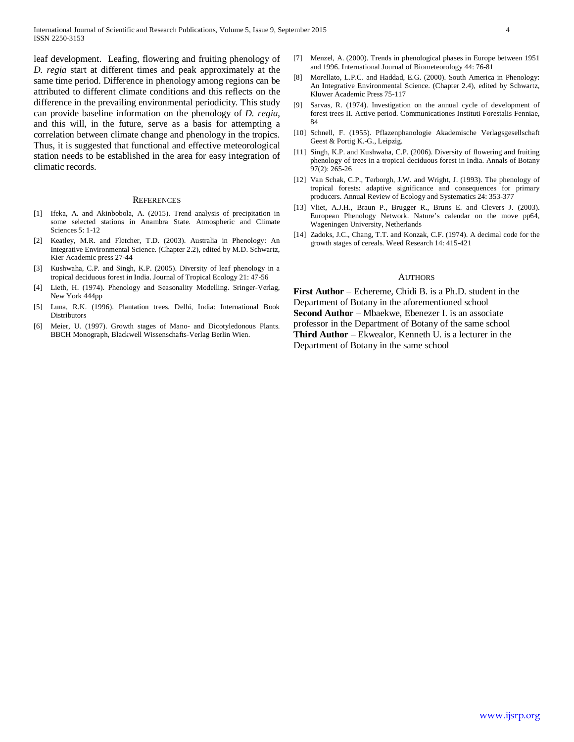leaf development. Leafing, flowering and fruiting phenology of *D. regia* start at different times and peak approximately at the same time period. Difference in phenology among regions can be attributed to different climate conditions and this reflects on the difference in the prevailing environmental periodicity. This study can provide baseline information on the phenology of *D. regia*, and this will, in the future, serve as a basis for attempting a correlation between climate change and phenology in the tropics. Thus, it is suggested that functional and effective meteorological station needs to be established in the area for easy integration of climatic records.

## References

[1] Ifeka, A. and Akinbobola, A. (2015). Trend analysis of precipitation in some selected stations in Anambra State. Atmospheric and Climate Sciences 5: 1-12

[2] Keatley, M.R. and Fletcher, T.D. (2003). Australia in Phenology: An Integrative Environmental Science. (Chapter 2.2), edited by M.D. Schwartz, Kier Academic press 27-44

[3] Kushwaha, C.P. and Singh, K.P. (2005). Diversity of leaf phenology in a tropical deciduous forest in India. Journal of Tropical Ecology 21: 47-56

[4] Lieth, H. (1974). Phenology and Seasonality Modelling. Sringer-Verlag, New York 444pp

[5] Luna, R.K. (1996). Plantation trees. Delhi, India: International Book Distributors

[6] Meier, U. (1997). Growth stages of Mano- and Dicotyledonous Plants. BBCH Monograph, Blackwell Wissenschafts-Verlag Berlin Wien.

[7] Menzel, A. (2000). Trends in phenological phases in Europe between 1951 and 1996. International Journal of Biometeorology 44: 76-81

[8] Morellato, L.P.C. and Haddad, E.G. (2000). South America in Phenology: An Integrative Environmental Science. (Chapter 2.4), edited by Schwartz, Kluwer Academic Press 75-117

[9] Sarvas, R. (1974). Investigation on the annual cycle of development of forest trees II. Active period. Communicationes Instituti Forestalis Fenniae, 84

[10] Schnell, F. (1955). Pflazenphanologie Akademische Verlagsgesellschaft Geest & Portig K.-G., Leipzig.

[11] Singh, K.P. and Kushwaha, C.P. (2006). Diversity of flowering and fruiting phenology of trees in a tropical deciduous forest in India. Annals of Botany 97(2): 265-26

[12] Van Schak, C.P., Terborgh, J.W. and Wright, J. (1993). The phenology of tropical forests: adaptive significance and consequences for primary producers. Annual Review of Ecology and Systematics 24: 353-377

[13] Vliet, A.J.H., Braun P., Brugger R., Bruns E. and Clevers J. (2003). European Phenology Network. Nature's calendar on the move pp64, Wageningen University, Netherlands

[14] Zadoks, J.C., Chang, T.T. and Konzak, C.F. (1974). A decimal code for the growth stages of cereals. Weed Research 14: 415-421

## Authors

**First Author** – Echereme, Chidi B. is a Ph.D. student in the Department of Botany in the aforementioned school
**Second Author** – Mbaekwe, Ebenezer I. is an associate professor in the Department of Botany of the same school
**Third Author** – Ekwealor, Kenneth U. is a lecturer in the Department of Botany in the same school